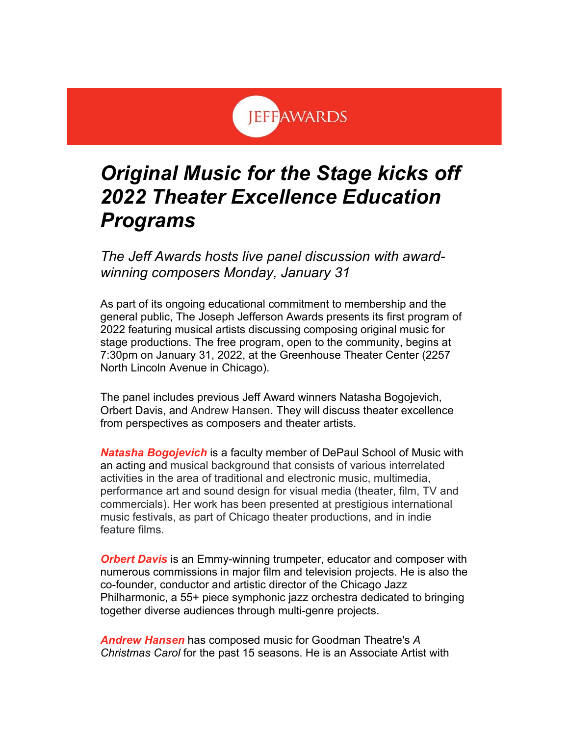JEFF AWARDS

# *Original Music for the Stage kicks off 2022 Theater Excellence Education Programs*

## *The Jeff Awards hosts live panel discussion with award-winning composers Monday, January 31*

As part of its ongoing educational commitment to membership and the general public, The Joseph Jefferson Awards presents its first program of 2022 featuring musical artists discussing composing original music for stage productions. The free program, open to the community, begins at 7:30pm on January 31, 2022, at the Greenhouse Theater Center (2257 North Lincoln Avenue in Chicago).

The panel includes previous Jeff Award winners Natasha Bogojevich, Orbert Davis, and Andrew Hansen. They will discuss theater excellence from perspectives as composers and theater artists.

***Natasha Bogojevich*** is a faculty member of DePaul School of Music with an acting and musical background that consists of various interrelated activities in the area of traditional and electronic music, multimedia, performance art and sound design for visual media (theater, film, TV and commercials). Her work has been presented at prestigious international music festivals, as part of Chicago theater productions, and in indie feature films.

***Orbert Davis*** is an Emmy-winning trumpeter, educator and composer with numerous commissions in major film and television projects. He is also the co-founder, conductor and artistic director of the Chicago Jazz Philharmonic, a 55+ piece symphonic jazz orchestra dedicated to bringing together diverse audiences through multi-genre projects.

***Andrew Hansen*** has composed music for Goodman Theatre's *A Christmas Carol* for the past 15 seasons. He is an Associate Artist with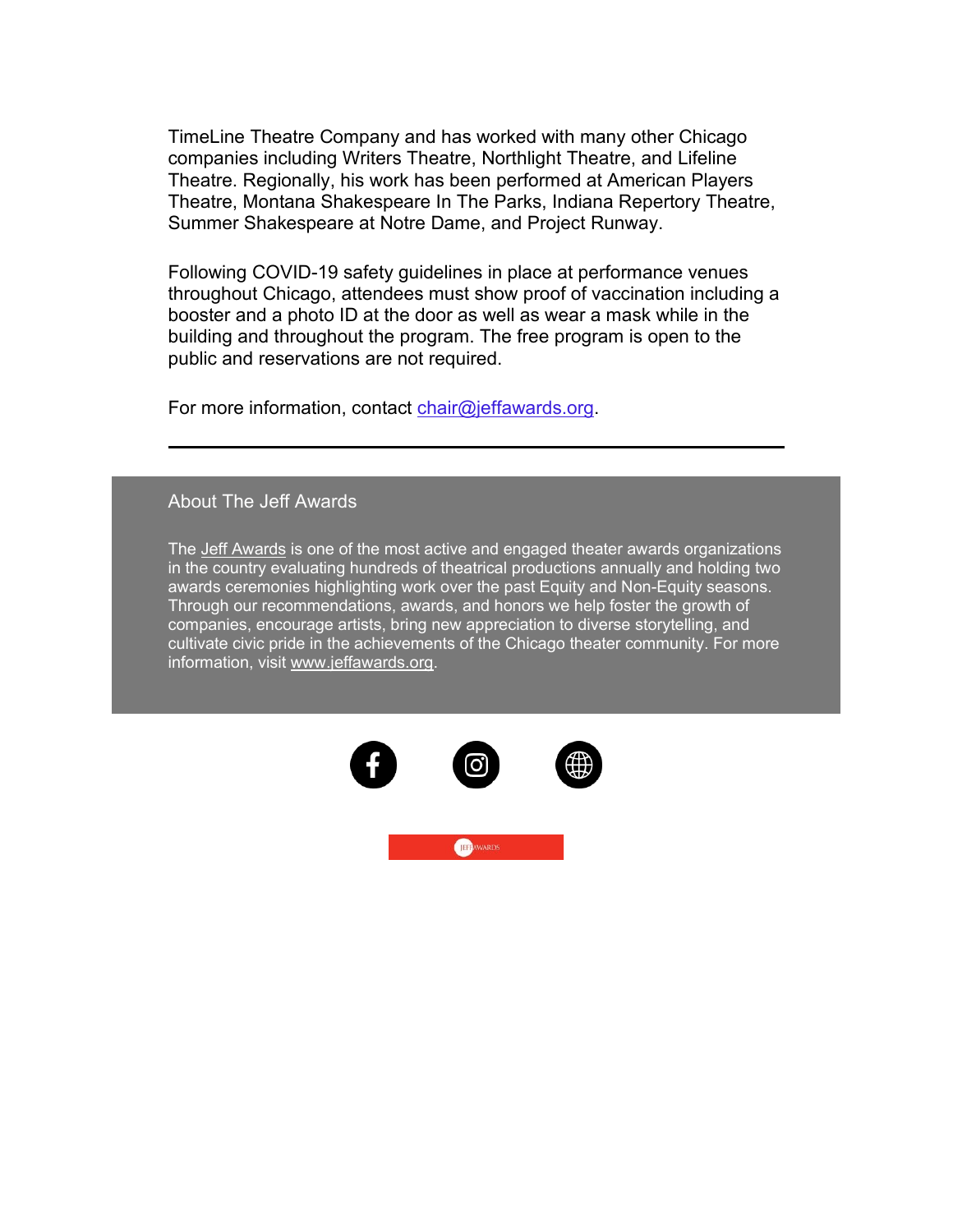TimeLine Theatre Company and has worked with many other Chicago companies including Writers Theatre, Northlight Theatre, and Lifeline Theatre. Regionally, his work has been performed at American Players Theatre, Montana Shakespeare In The Parks, Indiana Repertory Theatre, Summer Shakespeare at Notre Dame, and Project Runway.

Following COVID-19 safety guidelines in place at performance venues throughout Chicago, attendees must show proof of vaccination including a booster and a photo ID at the door as well as wear a mask while in the building and throughout the program. The free program is open to the public and reservations are not required.

For more information, contact chair@jeffawards.org.

---

## About The Jeff Awards

The Jeff Awards is one of the most active and engaged theater awards organizations in the country evaluating hundreds of theatrical productions annually and holding two awards ceremonies highlighting work over the past Equity and Non-Equity seasons. Through our recommendations, awards, and honors we help foster the growth of companies, encourage artists, bring new appreciation to diverse storytelling, and cultivate civic pride in the achievements of the Chicago theater community. For more information, visit www.jeffawards.org.